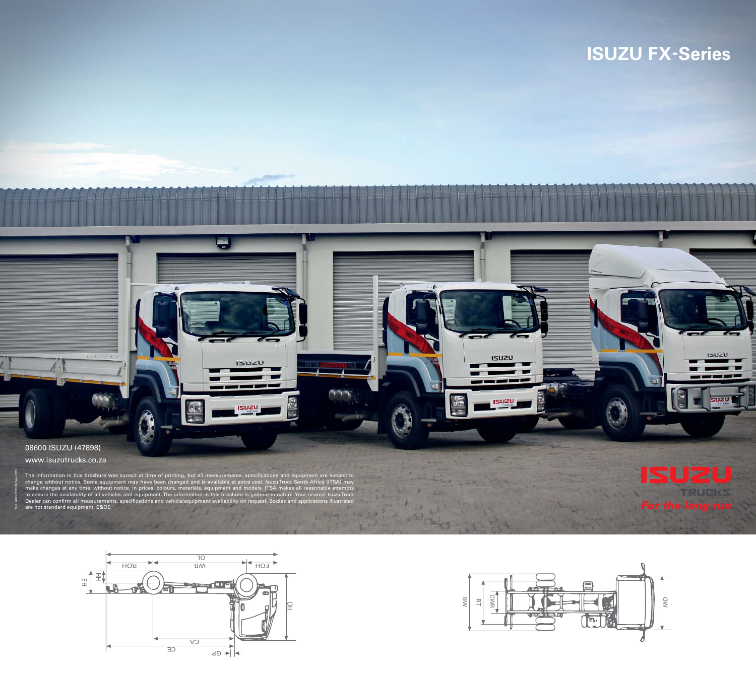# ISUZU FX-Series

08600 ISUZU (47898)

www.isuzutrucks.co.za

The information in this brochure was correct at time of printing, but all measurements, specifications and equipment are subject to change without notice. Some equipment may have been changed and is available at extra cost. Isuzu Truck South Africa (ITSA) may make changes at any time, without notice, in prices, colours, materials, equipment and models. ITSA makes all reasonable attempts to ensure the availability of all vehicles and equipment. The information in this brochure is general in nature. Your nearest Isuzu Truck Dealer can confirm all measurements, specifications and vehicle/equipment availability on request. Bodies and applications illustrated are not standard equipment. E&OE

ISUZU TRUCKS

*For the long run*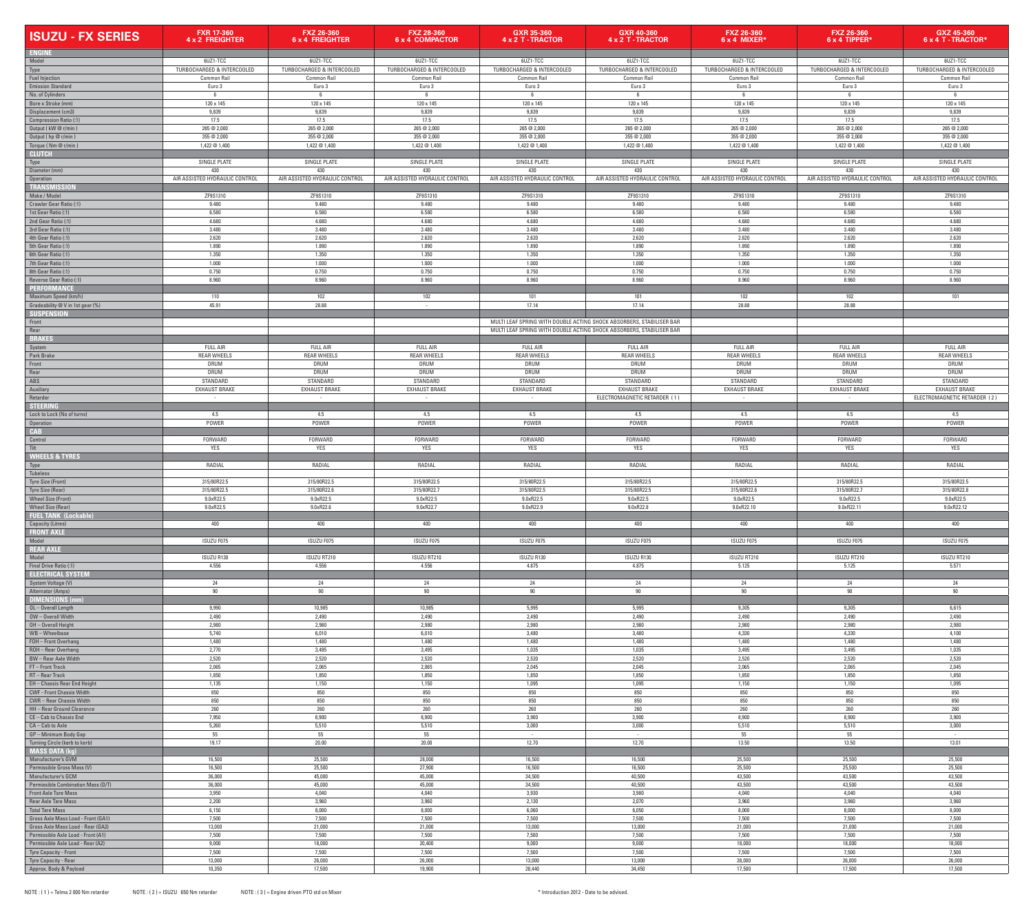| ISUZU - FX SERIES | FXR 17-360 4 x 2 FREIGHTER | FXZ 26-360 6 x 4 FREIGHTER | FXZ 28-360 6 x 4 COMPACTOR | GXR 35-360 4 x 2 T -TRACTOR | GXR 40-360 4 x 2 T -TRACTOR | FXZ 26-360 6 x 4 MIXER* | FXZ 26-360 6 x 4 TIPPER* | GXZ 45-360 6 x 4 T -TRACTOR* |
|---|---|---|---|---|---|---|---|---|
| **ENGINE** | | | | | | | | |
| Model | 6UZ1-TCC | 6UZ1-TCC | 6UZ1-TCC | 6UZ1-TCC | 6UZ1-TCC | 6UZ1-TCC | 6UZ1-TCC | 6UZ1-TCC |
| Type | TURBOCHARGED & INTERCOOLED | TURBOCHARGED & INTERCOOLED | TURBOCHARGED & INTERCOOLED | TURBOCHARGED & INTERCOOLED | TURBOCHARGED & INTERCOOLED | TURBOCHARGED & INTERCOOLED | TURBOCHARGED & INTERCOOLED | TURBOCHARGED & INTERCOOLED |
| Fuel Injection | Common Rail | Common Rail | Common Rail | Common Rail | Common Rail | Common Rail | Common Rail | Common Rail |
| Emission Standard | Euro 3 | Euro 3 | Euro 3 | Euro 3 | Euro 3 | Euro 3 | Euro 3 | Euro 3 |
| No. of Cylinders | 6 | 6 | 6 | 6 | 6 | 6 | 6 | 6 |
| Bore x Stroke (mm) | 120 x 145 | 120 x 145 | 120 x 145 | 120 x 145 | 120 x 145 | 120 x 145 | 120 x 145 | 120 x 145 |
| Displacement (cm3) | 9,839 | 9,839 | 9,839 | 9,839 | 9,839 | 9,839 | 9,839 | 9,839 |
| Compression Ratio (:1) | 17.5 | 17.5 | 17.5 | 17.5 | 17.5 | 17.5 | 17.5 | 17.5 |
| Output ( kW @ r/min ) | 265 @ 2,000 | 265 @ 2,000 | 265 @ 2,000 | 265 @ 2,000 | 265 @ 2,000 | 265 @ 2,000 | 265 @ 2,000 | 265 @ 2,000 |
| Output ( hp @ r/min ) | 355 @ 2,000 | 355 @ 2,000 | 355 @ 2,000 | 355 @ 2,000 | 355 @ 2,000 | 355 @ 2,000 | 355 @ 2,000 | 355 @ 2,000 |
| Torque ( Nm @ r/min ) | 1,422 @ 1,400 | 1,422 @ 1,400 | 1,422 @ 1,400 | 1,422 @ 1,400 | 1,422 @ 1,400 | 1,422 @ 1,400 | 1,422 @ 1,400 | 1,422 @ 1,400 |
| **CLUTCH** | | | | | | | | |
| Type | SINGLE PLATE | SINGLE PLATE | SINGLE PLATE | SINGLE PLATE | SINGLE PLATE | SINGLE PLATE | SINGLE PLATE | SINGLE PLATE |
| Diameter (mm) | 430 | 430 | 430 | 430 | 430 | 430 | 430 | 430 |
| Operation | AIR ASSISTED HYDRAULIC CONTROL | AIR ASSISTED HYDRAULIC CONTROL | AIR ASSISTED HYDRAULIC CONTROL | AIR ASSISTED HYDRAULIC CONTROL | AIR ASSISTED HYDRAULIC CONTROL | AIR ASSISTED HYDRAULIC CONTROL | AIR ASSISTED HYDRAULIC CONTROL | AIR ASSISTED HYDRAULIC CONTROL |
| **TRANSMISSION** | | | | | | | | |
| Make / Model | ZF9S1310 | ZF9S1310 | ZF9S1310 | ZF9S1310 | ZF9S1310 | ZF9S1310 | ZF9S1310 | ZF9S1310 |
| Crawler Gear Ratio (:1) | 9.480 | 9.480 | 9.480 | 9.480 | 9.480 | 9.480 | 9.480 | 9.480 |
| 1st Gear Ratio (:1) | 6.580 | 6.580 | 6.580 | 6.580 | 6.580 | 6.580 | 6.580 | 6.580 |
| 2nd Gear Ratio (:1) | 4.680 | 4.680 | 4.680 | 4.680 | 4.680 | 4.680 | 4.680 | 4.680 |
| 3rd Gear Ratio (:1) | 3.480 | 3.480 | 3.480 | 3.480 | 3.480 | 3.480 | 3.480 | 3.480 |
| 4th Gear Ratio (:1) | 2.620 | 2.620 | 2.620 | 2.620 | 2.620 | 2.620 | 2.620 | 2.620 |
| 5th Gear Ratio (:1) | 1.890 | 1.890 | 1.890 | 1.890 | 1.890 | 1.890 | 1.890 | 1.890 |
| 6th Gear Ratio (:1) | 1.350 | 1.350 | 1.350 | 1.350 | 1.350 | 1.350 | 1.350 | 1.350 |
| 7th Gear Ratio (:1) | 1.000 | 1.000 | 1.000 | 1.000 | 1.000 | 1.000 | 1.000 | 1.000 |
| 8th Gear Ratio (:1) | 0.750 | 0.750 | 0.750 | 0.750 | 0.750 | 0.750 | 0.750 | 0.750 |
| Reverse Gear Ratio (:1) | 8.960 | 8.960 | 8.960 | 8.960 | 8.960 | 8.960 | 8.960 | 8.960 |
| **PERFORMANCE** | | | | | | | | |
| Maximum Speed (km/h) | 110 | 102 | 102 | 101 | 101 | 102 | 102 | 101 |
| Gradeability @ V in 1st gear (%) | 45.91 | 28.88 | - | 17.14 | 17.14 | 28.88 | 28.88 | |
| **SUSPENSION** | | | | | | | | |
| Front | | | | MULTI LEAF SPRING WITH DOUBLE ACTING SHOCK ABSORBERS, STABILISER BAR | | | | |
| Rear | | | | MULTI LEAF SPRING WITH DOUBLE ACTING SHOCK ABSORBERS, STABILISER BAR | | | | |
| **BRAKES** | | | | | | | | |
| System | FULL AIR | FULL AIR | FULL AIR | FULL AIR | FULL AIR | FULL AIR | FULL AIR | FULL AIR |
| Park Brake | REAR WHEELS | REAR WHEELS | REAR WHEELS | REAR WHEELS | REAR WHEELS | REAR WHEELS | REAR WHEELS | REAR WHEELS |
| Front | DRUM | DRUM | DRUM | DRUM | DRUM | DRUM | DRUM | DRUM |
| Rear | DRUM | DRUM | DRUM | DRUM | DRUM | DRUM | DRUM | DRUM |
| ABS | STANDARD | STANDARD | STANDARD | STANDARD | STANDARD | STANDARD | STANDARD | STANDARD |
| Auxiliary | EXHAUST BRAKE | EXHAUST BRAKE | EXHAUST BRAKE | EXHAUST BRAKE | EXHAUST BRAKE | EXHAUST BRAKE | EXHAUST BRAKE | EXHAUST BRAKE |
| Retarder | - | - | - | - | ELECTROMAGNETIC RETARDER ( 1 ) | - | - | ELECTROMAGNETIC RETARDER ( 2 ) |
| **STEERING** | | | | | | | | |
| Lock to Lock (No of turns) | 4.5 | 4.5 | 4.5 | 4.5 | 4.5 | 4.5 | 4.5 | 4.5 |
| Operation | POWER | POWER | POWER | POWER | POWER | POWER | POWER | POWER |
| **CAB** | | | | | | | | |
| Control | FORWARD | FORWARD | FORWARD | FORWARD | FORWARD | FORWARD | FORWARD | FORWARD |
| Tilt | YES | YES | YES | YES | YES | YES | YES | YES |
| **WHEELS & TYRES** | | | | | | | | |
| Type | RADIAL | RADIAL | RADIAL | RADIAL | RADIAL | RADIAL | RADIAL | RADIAL |
| Tubeless | | | | | | | | |
| Tyre Size (Front) | 315/80R22.5 | 315/80R22.5 | 315/80R22.5 | 315/80R22.5 | 315/80R22.5 | 315/80R22.5 | 315/80R22.5 | 315/80R22.5 |
| Tyre Size (Rear) | 315/80R22.5 | 315/80R22.6 | 315/80R22.7 | 315/80R22.5 | 315/80R22.5 | 315/80R22.6 | 315/80R22.7 | 315/80R22.8 |
| Wheel Size (Front) | 9.0xR22.5 | 9.0xR22.5 | 9.0xR22.5 | 9.0xR22.5 | 9.0xR22.5 | 9.0xR22.5 | 9.0xR22.5 | 9.0xR22.5 |
| Wheel Size (Rear) | 9.0xR22.5 | 9.0xR22.6 | 9.0xR22.7 | 9.0xR22.9 | 9.0xR22.8 | 9.0xR22.10 | 9.0xR22.11 | 9.0xR22.12 |
| **FUEL TANK (Lockable)** | | | | | | | | |
| Capacity (Litres) | 400 | 400 | 400 | 400 | 400 | 400 | 400 | 400 |
| **FRONT AXLE** | | | | | | | | |
| Model | ISUZU F075 | ISUZU F075 | ISUZU F075 | ISUZU F075 | ISUZU F075 | ISUZU F075 | ISUZU F075 | ISUZU F075 |
| **REAR AXLE** | | | | | | | | |
| Model | ISUZU R130 | ISUZU RT210 | ISUZU RT210 | ISUZU R130 | ISUZU R130 | ISUZU RT210 | ISUZU RT210 | ISUZU RT210 |
| Final Drive Ratio (:1) | 4.556 | 4.556 | 4.556 | 4.875 | 4.875 | 5.125 | 5.125 | 5.571 |
| **ELECTRICAL SYSTEM** | | | | | | | | |
| System Voltage (V) | 24 | 24 | 24 | 24 | 24 | 24 | 24 | 24 |
| Alternator (Amps) | 90 | 90 | 90 | 90 | 90 | 90 | 90 | 90 |
| **DIMENSIONS (mm)** | | | | | | | | |
| OL – Overall Length | 9,990 | 10,985 | 10,985 | 5,995 | 5,995 | 9,305 | 9,305 | 6,615 |
| OW – Overall Width | 2,490 | 2,490 | 2,490 | 2,490 | 2,490 | 2,490 | 2,490 | 2,490 |
| OH – Overall Height | 2,980 | 2,980 | 2,980 | 2,980 | 2,980 | 2,980 | 2,980 | 2,980 |
| WB – Wheelbase | 5,740 | 6,010 | 6,010 | 3,480 | 3,480 | 4,330 | 4,330 | 4,100 |
| FOH – Front Overhang | 1,480 | 1,480 | 1,480 | 1,480 | 1,480 | 1,480 | 1,480 | 1,480 |
| ROH – Rear Overhang | 2,770 | 3,495 | 3,495 | 1,035 | 1,035 | 3,495 | 3,495 | 1,035 |
| BW – Rear Axle Width | 2,520 | 2,520 | 2,520 | 2,520 | 2,520 | 2,520 | 2,520 | 2,520 |
| FT – Front Track | 2,065 | 2,065 | 2,065 | 2,045 | 2,045 | 2,065 | 2,065 | 2,045 |
| RT – Rear Track | 1,850 | 1,850 | 1,850 | 1,850 | 1,850 | 1,850 | 1,850 | 1,850 |
| EH – Chassis Rear End Height | 1,135 | 1,150 | 1,150 | 1,095 | 1,095 | 1,150 | 1,150 | 1,095 |
| CWF – Front Chassis Width | 850 | 850 | 850 | 850 | 850 | 850 | 850 | 850 |
| CWR – Rear Chassis Width | 850 | 850 | 850 | 850 | 850 | 850 | 850 | 850 |
| HH – Rear Ground Clearance | 260 | 260 | 260 | 260 | 260 | 260 | 260 | 260 |
| CE – Cab to Chassis End | 7,950 | 8,900 | 8,900 | 3,900 | 3,900 | 8,900 | 8,900 | 3,900 |
| CA – Cab to Axle | 5,260 | 5,510 | 5,510 | 3,000 | 3,000 | 5,510 | 5,510 | 3,000 |
| GP – Minimum Body Gap | 55 | 55 | 55 | - | - | 55 | 55 | - |
| Turning Circle (kerb to kerb) | 19.17 | 20.00 | 20.00 | 12.70 | 12.70 | 13.50 | 13.50 | 13.01 |
| **MASS DATA (kg)** | | | | | | | | |
| Manufacturer's GVM | 16,500 | 25,500 | 28,000 | 16,500 | 16,500 | 25,500 | 25,500 | 25,500 |
| Permissible Gross Mass (V) | 16,500 | 25,500 | 27,900 | 16,500 | 16,500 | 25,500 | 25,500 | 25,500 |
| Manufacturer's GCM | 36,000 | 45,000 | 45,000 | 34,500 | 40,500 | 43,500 | 43,500 | 43,500 |
| Permissible Combination Mass (D/T) | 36,000 | 45,000 | 45,000 | 34,500 | 40,500 | 43,500 | 43,500 | 43,500 |
| Front Axle Tare Mass | 3,950 | 4,040 | 4,040 | 3,930 | 3,980 | 4,040 | 4,040 | 4,040 |
| Rear Axle Tare Mass | 2,200 | 3,960 | 3,960 | 2,130 | 2,070 | 3,960 | 3,960 | 3,960 |
| Total Tare Mass | 6,150 | 8,000 | 8,000 | 6,060 | 6,050 | 8,000 | 8,000 | 8,000 |
| Gross Axle Mass Load - Front (GA1) | 7,500 | 7,500 | 7,500 | 7,500 | 7,500 | 7,500 | 7,500 | 7,500 |
| Gross Axle Mass Load - Rear (GA2) | 13,000 | 21,000 | 21,000 | 13,000 | 13,000 | 21,000 | 21,000 | 21,000 |
| Permissible Axle Load - Front (A1) | 7,500 | 7,500 | 7,500 | 7,500 | 7,500 | 7,500 | 7,500 | 7,500 |
| Permissible Axle Load - Rear (A2) | 9,000 | 18,000 | 20,400 | 9,000 | 9,000 | 18,000 | 18,000 | 18,000 |
| Tyre Capacity - Front | 7,500 | 7,500 | 7,500 | 7,500 | 7,500 | 7,500 | 7,500 | 7,500 |
| Tyre Capacity - Rear | 13,000 | 26,000 | 26,000 | 13,000 | 13,000 | 26,000 | 26,000 | 26,000 |
| Approx. Body & Payload | 10,350 | 17,500 | 19,900 | 28,440 | 34,450 | 17,500 | 17,500 | 17,500 |

NOTE : ( 1 ) = Telma 2 000 Nm retarder NOTE : ( 2 ) = ISUZU 650 Nm retarder NOTE : ( 3 ) = Engine driven PTO std on Mixer

* Introduction 2012 - Date to be advised.